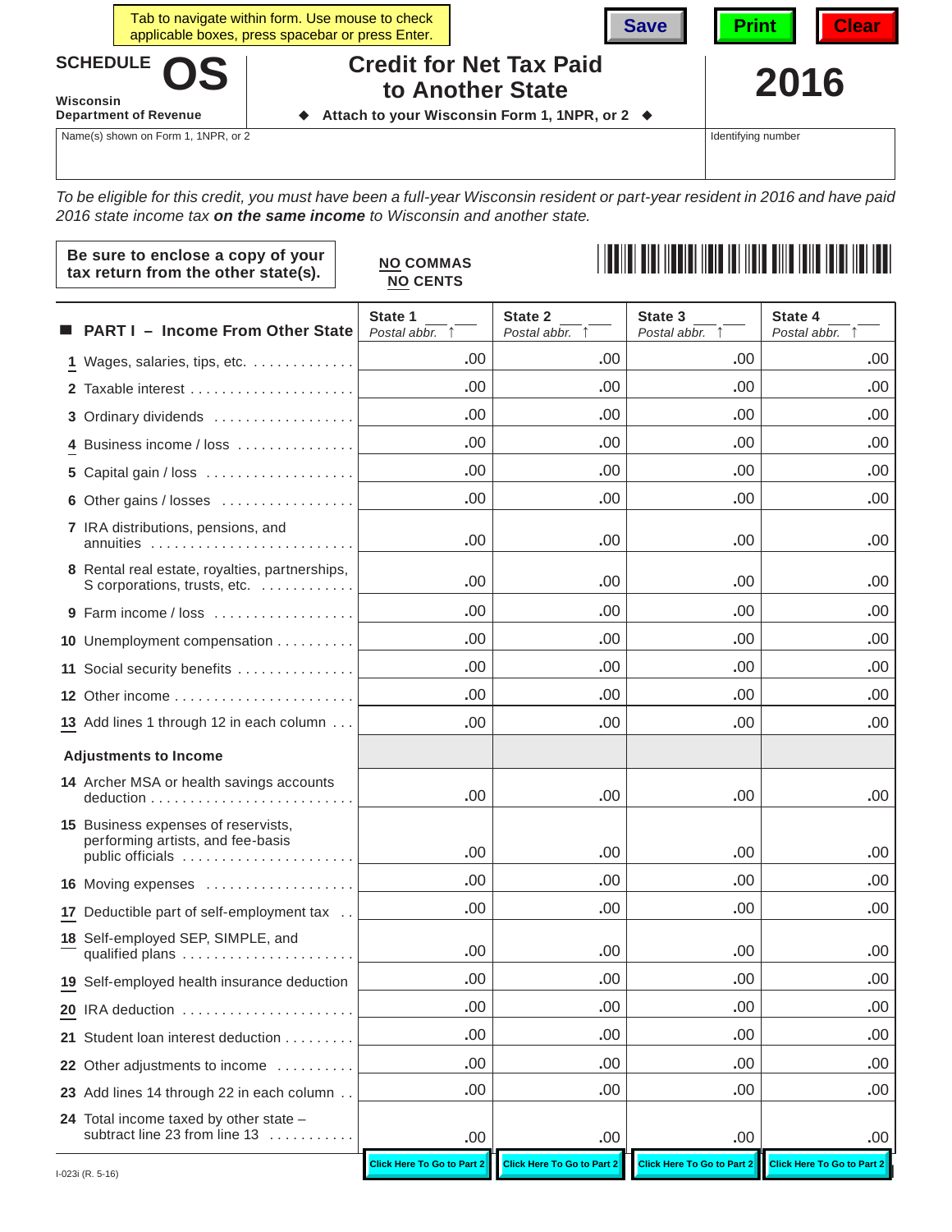Tab to navigate within form. Use mouse to check applicable boxes, press spacebar or press Enter.

Save | Print | Clear

# SCHEDULE OS

**Wisconsin Department of Revenue**

## Credit for Net Tax Paid to Another State

◆ Attach to your Wisconsin Form 1, 1NPR, or 2 ◆

**2016**

Name(s) shown on Form 1, 1NPR, or 2 | Identifying number

*To be eligible for this credit, you must have been a full-year Wisconsin resident or part-year resident in 2016 and have paid 2016 state income tax* ***on the same income*** *to Wisconsin and another state.*

**Be sure to enclose a copy of your tax return from the other state(s).**

**NO COMMAS**
**NO CENTS**

| ■ **PART I – Income From Other State** | State 1 ___ ___ *Postal abbr.* ↑ | State 2 ___ ___ *Postal abbr.* ↑ | State 3 ___ ___ *Postal abbr.* ↑ | State 4 ___ ___ *Postal abbr.* ↑ |
|---|---|---|---|---|
| 1 Wages, salaries, tips, etc. | .00 | .00 | .00 | .00 |
| 2 Taxable interest | .00 | .00 | .00 | .00 |
| 3 Ordinary dividends | .00 | .00 | .00 | .00 |
| 4 Business income / loss | .00 | .00 | .00 | .00 |
| 5 Capital gain / loss | .00 | .00 | .00 | .00 |
| 6 Other gains / losses | .00 | .00 | .00 | .00 |
| 7 IRA distributions, pensions, and annuities | .00 | .00 | .00 | .00 |
| 8 Rental real estate, royalties, partnerships, S corporations, trusts, etc. | .00 | .00 | .00 | .00 |
| 9 Farm income / loss | .00 | .00 | .00 | .00 |
| 10 Unemployment compensation | .00 | .00 | .00 | .00 |
| 11 Social security benefits | .00 | .00 | .00 | .00 |
| 12 Other income | .00 | .00 | .00 | .00 |
| 13 Add lines 1 through 12 in each column | .00 | .00 | .00 | .00 |
| **Adjustments to Income** | | | | |
| 14 Archer MSA or health savings accounts deduction | .00 | .00 | .00 | .00 |
| 15 Business expenses of reservists, performing artists, and fee-basis public officials | .00 | .00 | .00 | .00 |
| 16 Moving expenses | .00 | .00 | .00 | .00 |
| 17 Deductible part of self-employment tax | .00 | .00 | .00 | .00 |
| 18 Self-employed SEP, SIMPLE, and qualified plans | .00 | .00 | .00 | .00 |
| 19 Self-employed health insurance deduction | .00 | .00 | .00 | .00 |
| 20 IRA deduction | .00 | .00 | .00 | .00 |
| 21 Student loan interest deduction | .00 | .00 | .00 | .00 |
| 22 Other adjustments to income | .00 | .00 | .00 | .00 |
| 23 Add lines 14 through 22 in each column | .00 | .00 | .00 | .00 |
| 24 Total income taxed by other state – subtract line 23 from line 13 | .00 | .00 | .00 | .00 |
| | Click Here To Go to Part 2 | Click Here To Go to Part 2 | Click Here To Go to Part 2 | Click Here To Go to Part 2 |

I-023i (R. 5-16)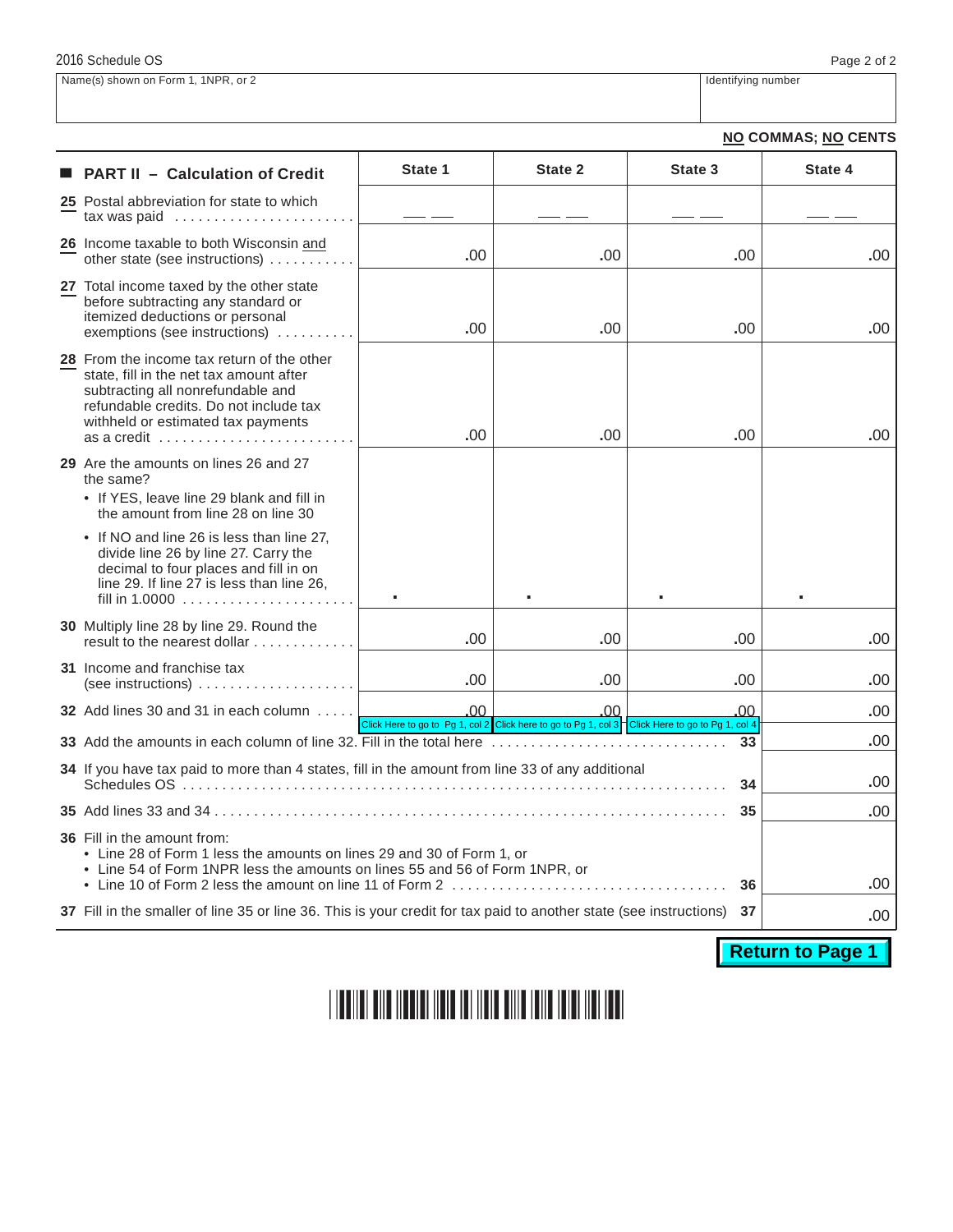2016 Schedule OS

| Name(s) shown on Form 1, 1NPR, or 2 | Identifying number |
|---|---|
| | |

**NO COMMAS; NO CENTS**

| ■ PART II – Calculation of Credit | State 1 | State 2 | State 3 | State 4 |
|---|---|---|---|---|
| 25 Postal abbreviation for state to which tax was paid | __ __ | __ __ | __ __ | __ __ |
| 26 Income taxable to both Wisconsin and other state (see instructions) | .00 | .00 | .00 | .00 |
| 27 Total income taxed by the other state before subtracting any standard or itemized deductions or personal exemptions (see instructions) | .00 | .00 | .00 | .00 |
| 28 From the income tax return of the other state, fill in the net tax amount after subtracting all nonrefundable and refundable credits. Do not include tax withheld or estimated tax payments as a credit | .00 | .00 | .00 | .00 |
| 29 Are the amounts on lines 26 and 27 the same? • If YES, leave line 29 blank and fill in the amount from line 28 on line 30 • If NO and line 26 is less than line 27, divide line 26 by line 27. Carry the decimal to four places and fill in on line 29. If line 27 is less than line 26, fill in 1.0000 | . | . | . | . |
| 30 Multiply line 28 by line 29. Round the result to the nearest dollar | .00 | .00 | .00 | .00 |
| 31 Income and franchise tax (see instructions) | .00 | .00 | .00 | .00 |
| 32 Add lines 30 and 31 in each column | .00 | .00 | .00 | .00 |

Click Here to go to Pg 1, col 2 | Click here to go to Pg 1, col 3 | Click Here to go to Pg 1, col 4

| | | |
|---|---|---|
| 33 Add the amounts in each column of line 32. Fill in the total here | 33 | .00 |
| 34 If you have tax paid to more than 4 states, fill in the amount from line 33 of any additional Schedules OS | 34 | .00 |
| 35 Add lines 33 and 34 | 35 | .00 |
| 36 Fill in the amount from: • Line 28 of Form 1 less the amounts on lines 29 and 30 of Form 1, or • Line 54 of Form 1NPR less the amounts on lines 55 and 56 of Form 1NPR, or • Line 10 of Form 2 less the amount on line 11 of Form 2 | 36 | .00 |
| 37 Fill in the smaller of line 35 or line 36. This is your credit for tax paid to another state (see instructions) | 37 | .00 |

**Return to Page 1**